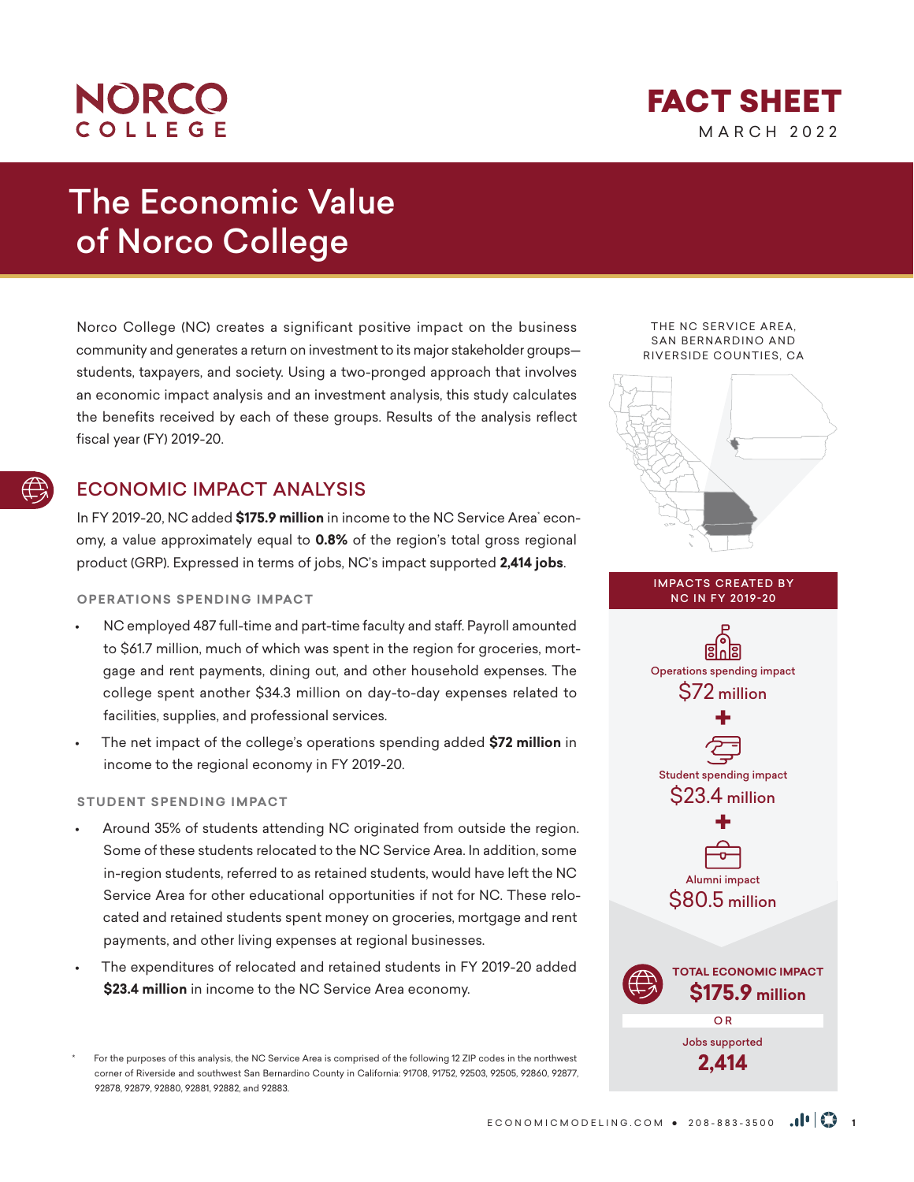NORCO COLLEGE

# FACT SHEET

MARCH 2022

# The Economic Value of Norco College

Norco College (NC) creates a significant positive impact on the business community and generates a return on investment to its major stakeholder groups—students, taxpayers, and society. Using a two-pronged approach that involves an economic impact analysis and an investment analysis, this study calculates the benefits received by each of these groups. Results of the analysis reflect fiscal year (FY) 2019-20.

## ECONOMIC IMPACT ANALYSIS

In FY 2019-20, NC added **$175.9 million** in income to the NC Service Area* economy, a value approximately equal to **0.8%** of the region's total gross regional product (GRP). Expressed in terms of jobs, NC's impact supported **2,414 jobs**.

### OPERATIONS SPENDING IMPACT

- NC employed 487 full-time and part-time faculty and staff. Payroll amounted to $61.7 million, much of which was spent in the region for groceries, mortgage and rent payments, dining out, and other household expenses. The college spent another $34.3 million on day-to-day expenses related to facilities, supplies, and professional services.
- The net impact of the college's operations spending added **$72 million** in income to the regional economy in FY 2019-20.

### STUDENT SPENDING IMPACT

- Around 35% of students attending NC originated from outside the region. Some of these students relocated to the NC Service Area. In addition, some in-region students, referred to as retained students, would have left the NC Service Area for other educational opportunities if not for NC. These relocated and retained students spent money on groceries, mortgage and rent payments, and other living expenses at regional businesses.
- The expenditures of relocated and retained students in FY 2019-20 added **$23.4 million** in income to the NC Service Area economy.

THE NC SERVICE AREA, SAN BERNARDINO AND RIVERSIDE COUNTIES, CA

**IMPACTS CREATED BY NC IN FY 2019-20**

Operations spending impact
$72 million

+

Student spending impact
$23.4 million

+

Alumni impact
$80.5 million

**TOTAL ECONOMIC IMPACT**
**$175.9 million**

OR

Jobs supported
**2,414**

\* For the purposes of this analysis, the NC Service Area is comprised of the following 12 ZIP codes in the northwest corner of Riverside and southwest San Bernardino County in California: 91708, 91752, 92503, 92505, 92860, 92877, 92878, 92879, 92880, 92881, 92882, and 92883.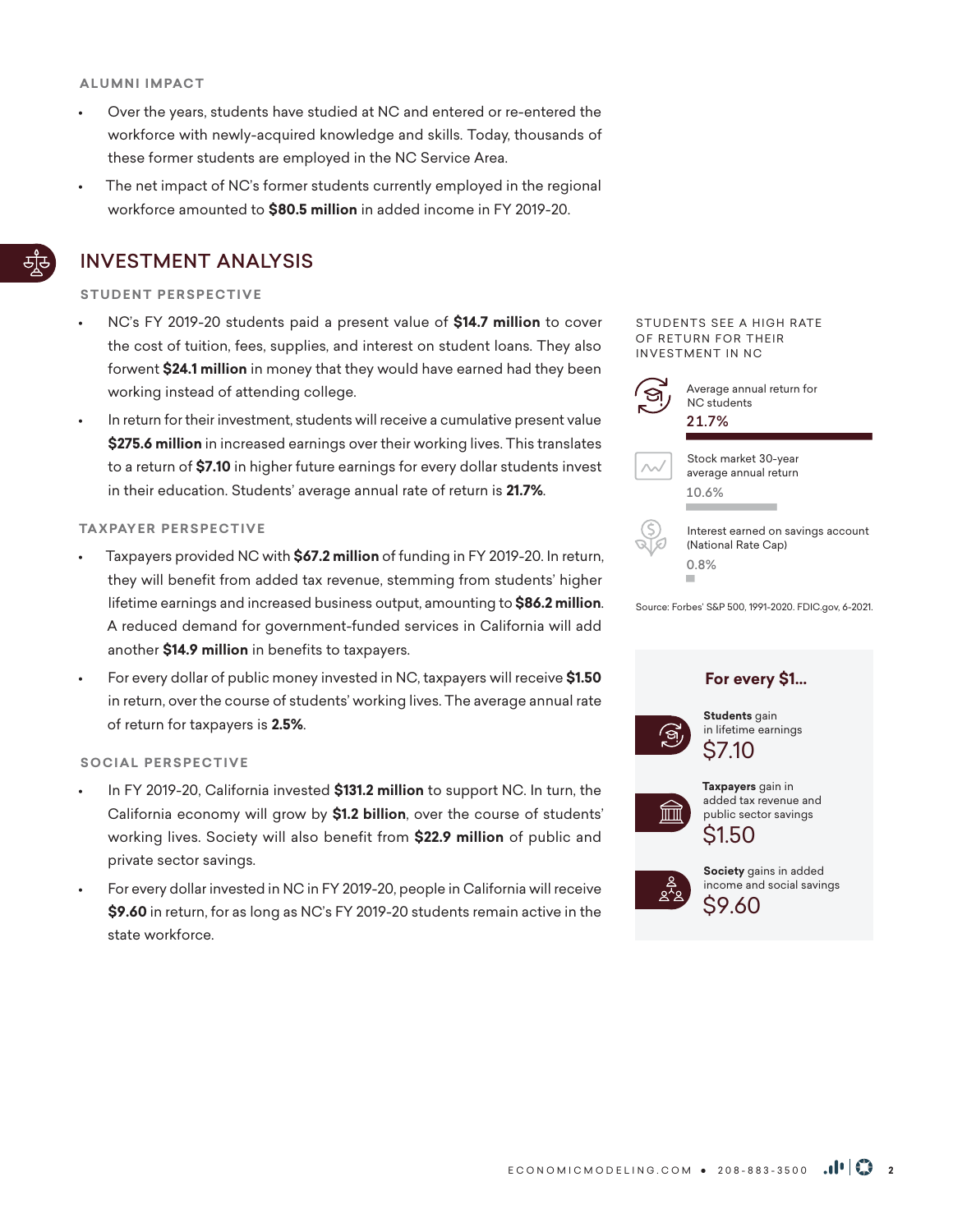### ALUMNI IMPACT

- Over the years, students have studied at NC and entered or re-entered the workforce with newly-acquired knowledge and skills. Today, thousands of these former students are employed in the NC Service Area.
- The net impact of NC's former students currently employed in the regional workforce amounted to **$80.5 million** in added income in FY 2019-20.

## INVESTMENT ANALYSIS

### STUDENT PERSPECTIVE

- NC's FY 2019-20 students paid a present value of **$14.7 million** to cover the cost of tuition, fees, supplies, and interest on student loans. They also forwent **$24.1 million** in money that they would have earned had they been working instead of attending college.
- In return for their investment, students will receive a cumulative present value **$275.6 million** in increased earnings over their working lives. This translates to a return of **$7.10** in higher future earnings for every dollar students invest in their education. Students' average annual rate of return is **21.7%**.

### TAXPAYER PERSPECTIVE

- Taxpayers provided NC with **$67.2 million** of funding in FY 2019-20. In return, they will benefit from added tax revenue, stemming from students' higher lifetime earnings and increased business output, amounting to **$86.2 million**. A reduced demand for government-funded services in California will add another **$14.9 million** in benefits to taxpayers.
- For every dollar of public money invested in NC, taxpayers will receive **$1.50** in return, over the course of students' working lives. The average annual rate of return for taxpayers is **2.5%**.

### SOCIAL PERSPECTIVE

- In FY 2019-20, California invested **$131.2 million** to support NC. In turn, the California economy will grow by **$1.2 billion**, over the course of students' working lives. Society will also benefit from **$22.9 million** of public and private sector savings.
- For every dollar invested in NC in FY 2019-20, people in California will receive **$9.60** in return, for as long as NC's FY 2019-20 students remain active in the state workforce.

STUDENTS SEE A HIGH RATE OF RETURN FOR THEIR INVESTMENT IN NC

Average annual return for NC students
21.7%

Stock market 30-year average annual return
10.6%

Interest earned on savings account (National Rate Cap)
0.8%

Source: Forbes' S&P 500, 1991-2020. FDIC.gov, 6-2021.

**For every $1...**

**Students** gain in lifetime earnings
$7.10

**Taxpayers** gain in added tax revenue and public sector savings
$1.50

**Society** gains in added income and social savings
$9.60